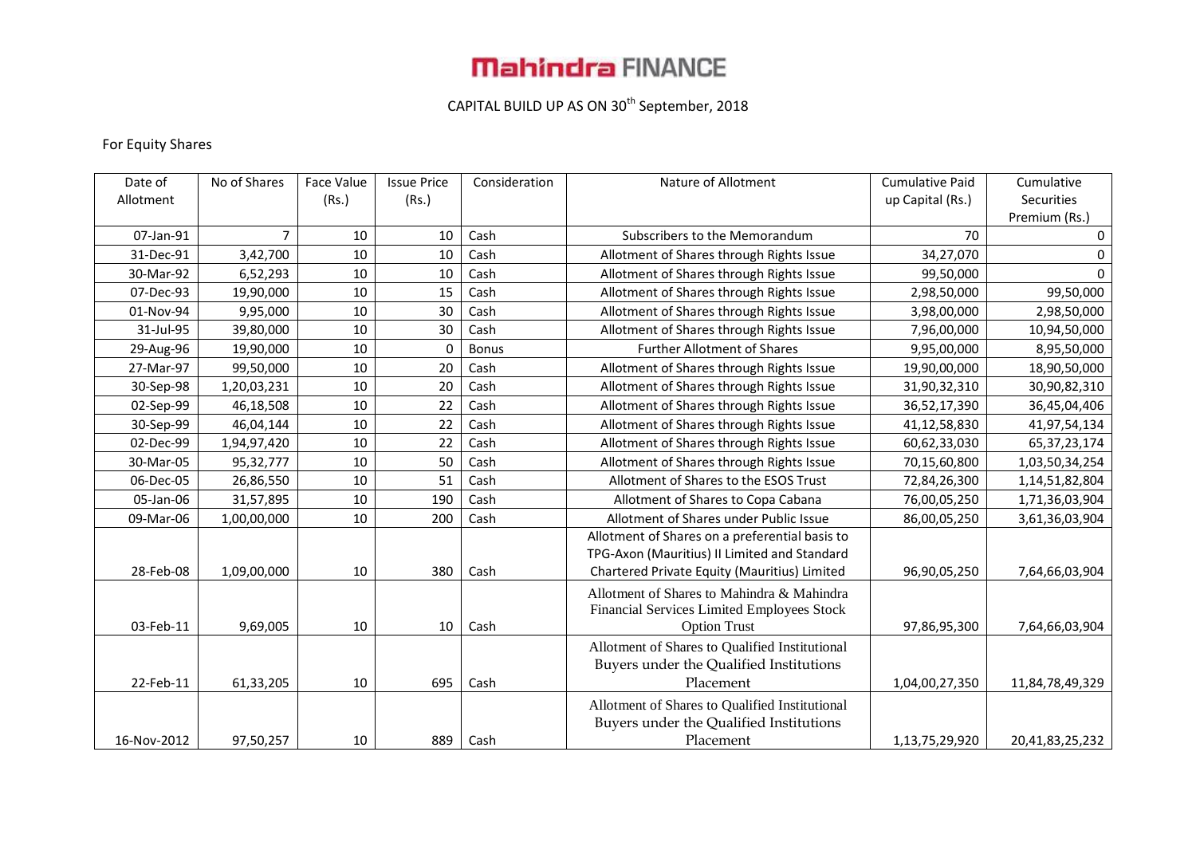# Mahindra FINANCE

CAPITAL BUILD UP AS ON 30th September, 2018

For Equity Shares

| Date of Allotment | No of Shares | Face Value (Rs.) | Issue Price (Rs.) | Consideration | Nature of Allotment | Cumulative Paid up Capital (Rs.) | Cumulative Securities Premium (Rs.) |
|---|---|---|---|---|---|---|---|
| 07-Jan-91 | 7 | 10 | 10 | Cash | Subscribers to the Memorandum | 70 | 0 |
| 31-Dec-91 | 3,42,700 | 10 | 10 | Cash | Allotment of Shares through Rights Issue | 34,27,070 | 0 |
| 30-Mar-92 | 6,52,293 | 10 | 10 | Cash | Allotment of Shares through Rights Issue | 99,50,000 | 0 |
| 07-Dec-93 | 19,90,000 | 10 | 15 | Cash | Allotment of Shares through Rights Issue | 2,98,50,000 | 99,50,000 |
| 01-Nov-94 | 9,95,000 | 10 | 30 | Cash | Allotment of Shares through Rights Issue | 3,98,00,000 | 2,98,50,000 |
| 31-Jul-95 | 39,80,000 | 10 | 30 | Cash | Allotment of Shares through Rights Issue | 7,96,00,000 | 10,94,50,000 |
| 29-Aug-96 | 19,90,000 | 10 | 0 | Bonus | Further Allotment of Shares | 9,95,00,000 | 8,95,50,000 |
| 27-Mar-97 | 99,50,000 | 10 | 20 | Cash | Allotment of Shares through Rights Issue | 19,90,00,000 | 18,90,50,000 |
| 30-Sep-98 | 1,20,03,231 | 10 | 20 | Cash | Allotment of Shares through Rights Issue | 31,90,32,310 | 30,90,82,310 |
| 02-Sep-99 | 46,18,508 | 10 | 22 | Cash | Allotment of Shares through Rights Issue | 36,52,17,390 | 36,45,04,406 |
| 30-Sep-99 | 46,04,144 | 10 | 22 | Cash | Allotment of Shares through Rights Issue | 41,12,58,830 | 41,97,54,134 |
| 02-Dec-99 | 1,94,97,420 | 10 | 22 | Cash | Allotment of Shares through Rights Issue | 60,62,33,030 | 65,37,23,174 |
| 30-Mar-05 | 95,32,777 | 10 | 50 | Cash | Allotment of Shares through Rights Issue | 70,15,60,800 | 1,03,50,34,254 |
| 06-Dec-05 | 26,86,550 | 10 | 51 | Cash | Allotment of Shares to the ESOS Trust | 72,84,26,300 | 1,14,51,82,804 |
| 05-Jan-06 | 31,57,895 | 10 | 190 | Cash | Allotment of Shares to Copa Cabana | 76,00,05,250 | 1,71,36,03,904 |
| 09-Mar-06 | 1,00,00,000 | 10 | 200 | Cash | Allotment of Shares under Public Issue | 86,00,05,250 | 3,61,36,03,904 |
| 28-Feb-08 | 1,09,00,000 | 10 | 380 | Cash | Allotment of Shares on a preferential basis to TPG-Axon (Mauritius) II Limited and Standard Chartered Private Equity (Mauritius) Limited | 96,90,05,250 | 7,64,66,03,904 |
| 03-Feb-11 | 9,69,005 | 10 | 10 | Cash | Allotment of Shares to Mahindra & Mahindra Financial Services Limited Employees Stock Option Trust | 97,86,95,300 | 7,64,66,03,904 |
| 22-Feb-11 | 61,33,205 | 10 | 695 | Cash | Allotment of Shares to Qualified Institutional Buyers under the Qualified Institutions Placement | 1,04,00,27,350 | 11,84,78,49,329 |
| 16-Nov-2012 | 97,50,257 | 10 | 889 | Cash | Allotment of Shares to Qualified Institutional Buyers under the Qualified Institutions Placement | 1,13,75,29,920 | 20,41,83,25,232 |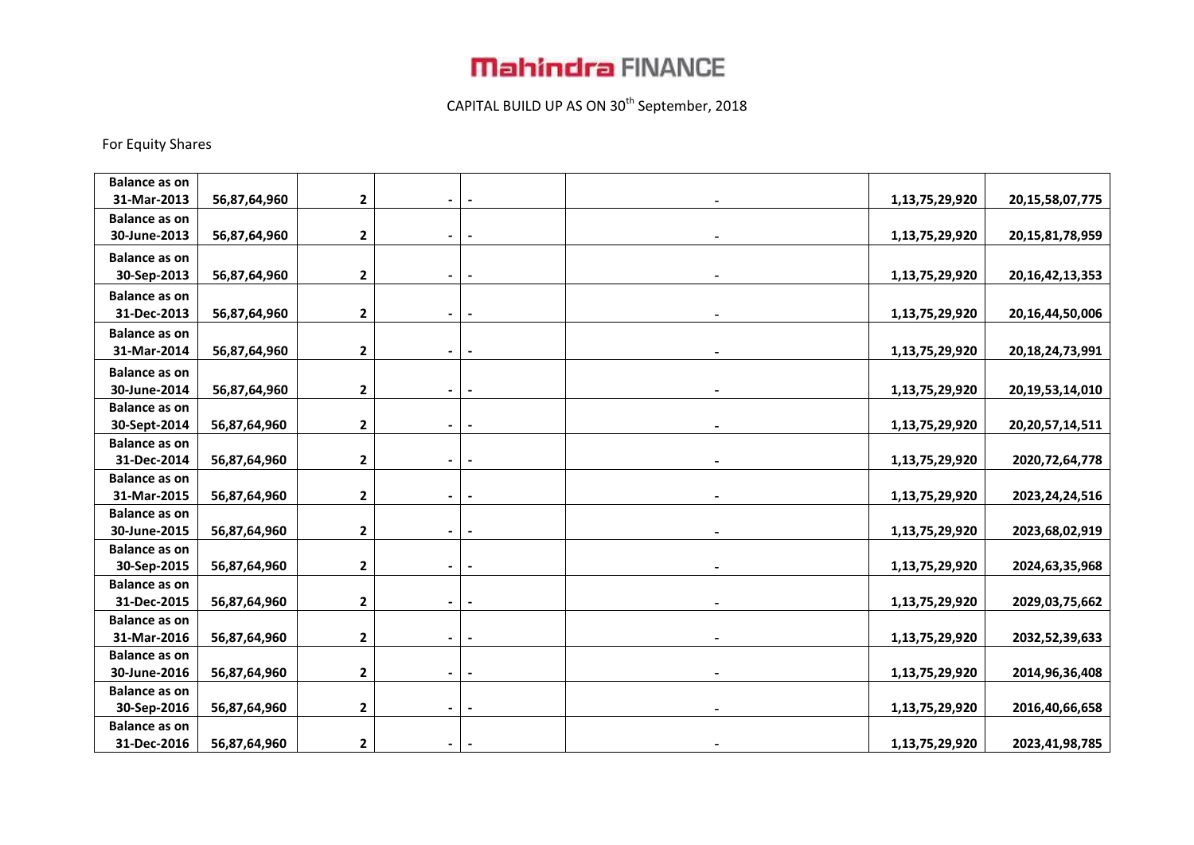# Mahindra FINANCE

CAPITAL BUILD UP AS ON 30th September, 2018

For Equity Shares

| | | | | | | | |
|---|---|---|---|---|---|---|---|
| **Balance as on 31-Mar-2013** | **56,87,64,960** | **2** | **-** | **-** | **-** | **1,13,75,29,920** | **20,15,58,07,775** |
| **Balance as on 30-June-2013** | **56,87,64,960** | **2** | **-** | **-** | **-** | **1,13,75,29,920** | **20,15,81,78,959** |
| **Balance as on 30-Sep-2013** | **56,87,64,960** | **2** | **-** | **-** | **-** | **1,13,75,29,920** | **20,16,42,13,353** |
| **Balance as on 31-Dec-2013** | **56,87,64,960** | **2** | **-** | **-** | **-** | **1,13,75,29,920** | **20,16,44,50,006** |
| **Balance as on 31-Mar-2014** | **56,87,64,960** | **2** | **-** | **-** | **-** | **1,13,75,29,920** | **20,18,24,73,991** |
| **Balance as on 30-June-2014** | **56,87,64,960** | **2** | **-** | **-** | **-** | **1,13,75,29,920** | **20,19,53,14,010** |
| **Balance as on 30-Sept-2014** | **56,87,64,960** | **2** | **-** | **-** | **-** | **1,13,75,29,920** | **20,20,57,14,511** |
| **Balance as on 31-Dec-2014** | **56,87,64,960** | **2** | **-** | **-** | **-** | **1,13,75,29,920** | **2020,72,64,778** |
| **Balance as on 31-Mar-2015** | **56,87,64,960** | **2** | **-** | **-** | **-** | **1,13,75,29,920** | **2023,24,24,516** |
| **Balance as on 30-June-2015** | **56,87,64,960** | **2** | **-** | **-** | **-** | **1,13,75,29,920** | **2023,68,02,919** |
| **Balance as on 30-Sep-2015** | **56,87,64,960** | **2** | **-** | **-** | **-** | **1,13,75,29,920** | **2024,63,35,968** |
| **Balance as on 31-Dec-2015** | **56,87,64,960** | **2** | **-** | **-** | **-** | **1,13,75,29,920** | **2029,03,75,662** |
| **Balance as on 31-Mar-2016** | **56,87,64,960** | **2** | **-** | **-** | **-** | **1,13,75,29,920** | **2032,52,39,633** |
| **Balance as on 30-June-2016** | **56,87,64,960** | **2** | **-** | **-** | **-** | **1,13,75,29,920** | **2014,96,36,408** |
| **Balance as on 30-Sep-2016** | **56,87,64,960** | **2** | **-** | **-** | **-** | **1,13,75,29,920** | **2016,40,66,658** |
| **Balance as on 31-Dec-2016** | **56,87,64,960** | **2** | **-** | **-** | **-** | **1,13,75,29,920** | **2023,41,98,785** |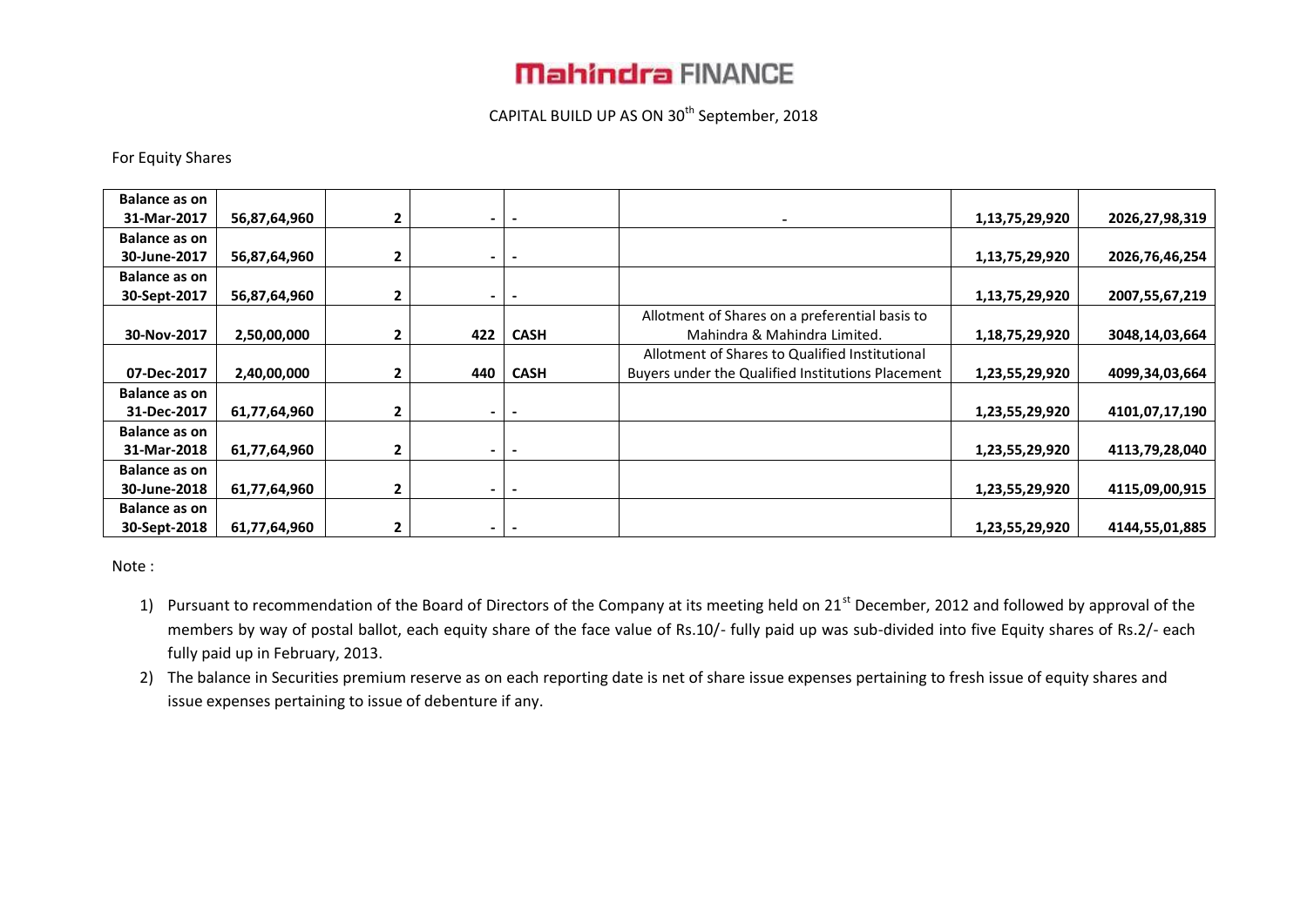# Mahindra FINANCE

CAPITAL BUILD UP AS ON 30th September, 2018

For Equity Shares

| | | | | | | | |
|---|---|---|---|---|---|---|---|
| **Balance as on 31-Mar-2017** | **56,87,64,960** | **2** | **-** | **-** | - | **1,13,75,29,920** | **2026,27,98,319** |
| **Balance as on 30-June-2017** | **56,87,64,960** | **2** | **-** | **-** | | **1,13,75,29,920** | **2026,76,46,254** |
| **Balance as on 30-Sept-2017** | **56,87,64,960** | **2** | **-** | **-** | | **1,13,75,29,920** | **2007,55,67,219** |
| **30-Nov-2017** | **2,50,00,000** | **2** | **422** | **CASH** | Allotment of Shares on a preferential basis to Mahindra & Mahindra Limited. | **1,18,75,29,920** | **3048,14,03,664** |
| **07-Dec-2017** | **2,40,00,000** | **2** | **440** | **CASH** | Allotment of Shares to Qualified Institutional Buyers under the Qualified Institutions Placement | **1,23,55,29,920** | **4099,34,03,664** |
| **Balance as on 31-Dec-2017** | **61,77,64,960** | **2** | **-** | **-** | | **1,23,55,29,920** | **4101,07,17,190** |
| **Balance as on 31-Mar-2018** | **61,77,64,960** | **2** | **-** | **-** | | **1,23,55,29,920** | **4113,79,28,040** |
| **Balance as on 30-June-2018** | **61,77,64,960** | **2** | **-** | **-** | | **1,23,55,29,920** | **4115,09,00,915** |
| **Balance as on 30-Sept-2018** | **61,77,64,960** | **2** | **-** | **-** | | **1,23,55,29,920** | **4144,55,01,885** |

Note :

1) Pursuant to recommendation of the Board of Directors of the Company at its meeting held on 21st December, 2012 and followed by approval of the members by way of postal ballot, each equity share of the face value of Rs.10/- fully paid up was sub-divided into five Equity shares of Rs.2/- each fully paid up in February, 2013.
2) The balance in Securities premium reserve as on each reporting date is net of share issue expenses pertaining to fresh issue of equity shares and issue expenses pertaining to issue of debenture if any.